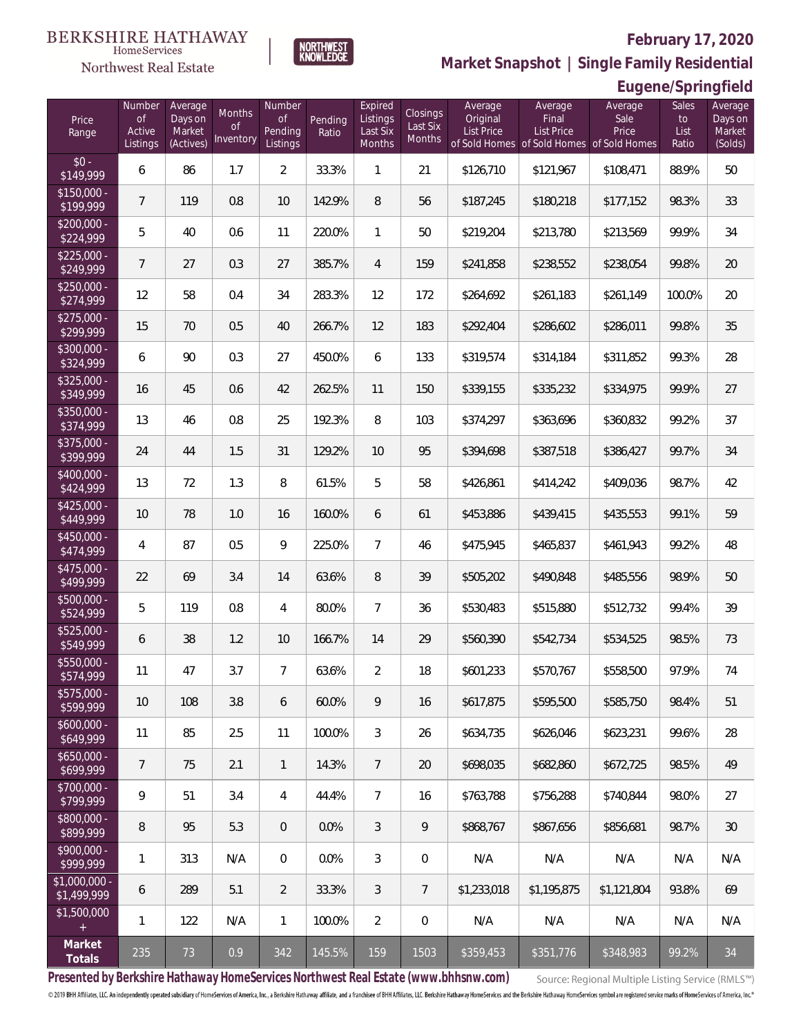BERKSHIRE HATHAWAY HomeServices Northwest Real Estate

NORTHWEST KNOWLEDGE

## February 17, 2020

## Market Snapshot | Single Family Residential

## Eugene/Springfield

| Price Range | Number of Active Listings | Average Days on Market (Actives) | Months of Inventory | Number of Pending Listings | Pending Ratio | Expired Listings Last Six Months | Closings Last Six Months | Average Original List Price of Sold Homes | Average Final List Price of Sold Homes | Average Sale Price of Sold Homes | Sales to List Ratio | Average Days on Market (Solds) |
|---|---|---|---|---|---|---|---|---|---|---|---|---|
| $0 - $149,999 | 6 | 86 | 1.7 | 2 | 33.3% | 1 | 21 | $126,710 | $121,967 | $108,471 | 88.9% | 50 |
| $150,000 - $199,999 | 7 | 119 | 0.8 | 10 | 142.9% | 8 | 56 | $187,245 | $180,218 | $177,152 | 98.3% | 33 |
| $200,000 - $224,999 | 5 | 40 | 0.6 | 11 | 220.0% | 1 | 50 | $219,204 | $213,780 | $213,569 | 99.9% | 34 |
| $225,000 - $249,999 | 7 | 27 | 0.3 | 27 | 385.7% | 4 | 159 | $241,858 | $238,552 | $238,054 | 99.8% | 20 |
| $250,000 - $274,999 | 12 | 58 | 0.4 | 34 | 283.3% | 12 | 172 | $264,692 | $261,183 | $261,149 | 100.0% | 20 |
| $275,000 - $299,999 | 15 | 70 | 0.5 | 40 | 266.7% | 12 | 183 | $292,404 | $286,602 | $286,011 | 99.8% | 35 |
| $300,000 - $324,999 | 6 | 90 | 0.3 | 27 | 450.0% | 6 | 133 | $319,574 | $314,184 | $311,852 | 99.3% | 28 |
| $325,000 - $349,999 | 16 | 45 | 0.6 | 42 | 262.5% | 11 | 150 | $339,155 | $335,232 | $334,975 | 99.9% | 27 |
| $350,000 - $374,999 | 13 | 46 | 0.8 | 25 | 192.3% | 8 | 103 | $374,297 | $363,696 | $360,832 | 99.2% | 37 |
| $375,000 - $399,999 | 24 | 44 | 1.5 | 31 | 129.2% | 10 | 95 | $394,698 | $387,518 | $386,427 | 99.7% | 34 |
| $400,000 - $424,999 | 13 | 72 | 1.3 | 8 | 61.5% | 5 | 58 | $426,861 | $414,242 | $409,036 | 98.7% | 42 |
| $425,000 - $449,999 | 10 | 78 | 1.0 | 16 | 160.0% | 6 | 61 | $453,886 | $439,415 | $435,553 | 99.1% | 59 |
| $450,000 - $474,999 | 4 | 87 | 0.5 | 9 | 225.0% | 7 | 46 | $475,945 | $465,837 | $461,943 | 99.2% | 48 |
| $475,000 - $499,999 | 22 | 69 | 3.4 | 14 | 63.6% | 8 | 39 | $505,202 | $490,848 | $485,556 | 98.9% | 50 |
| $500,000 - $524,999 | 5 | 119 | 0.8 | 4 | 80.0% | 7 | 36 | $530,483 | $515,880 | $512,732 | 99.4% | 39 |
| $525,000 - $549,999 | 6 | 38 | 1.2 | 10 | 166.7% | 14 | 29 | $560,390 | $542,734 | $534,525 | 98.5% | 73 |
| $550,000 - $574,999 | 11 | 47 | 3.7 | 7 | 63.6% | 2 | 18 | $601,233 | $570,767 | $558,500 | 97.9% | 74 |
| $575,000 - $599,999 | 10 | 108 | 3.8 | 6 | 60.0% | 9 | 16 | $617,875 | $595,500 | $585,750 | 98.4% | 51 |
| $600,000 - $649,999 | 11 | 85 | 2.5 | 11 | 100.0% | 3 | 26 | $634,735 | $626,046 | $623,231 | 99.6% | 28 |
| $650,000 - $699,999 | 7 | 75 | 2.1 | 1 | 14.3% | 7 | 20 | $698,035 | $682,860 | $672,725 | 98.5% | 49 |
| $700,000 - $799,999 | 9 | 51 | 3.4 | 4 | 44.4% | 7 | 16 | $763,788 | $756,288 | $740,844 | 98.0% | 27 |
| $800,000 - $899,999 | 8 | 95 | 5.3 | 0 | 0.0% | 3 | 9 | $868,767 | $867,656 | $856,681 | 98.7% | 30 |
| $900,000 - $999,999 | 1 | 313 | N/A | 0 | 0.0% | 3 | 0 | N/A | N/A | N/A | N/A | N/A |
| $1,000,000 - $1,499,999 | 6 | 289 | 5.1 | 2 | 33.3% | 3 | 7 | $1,233,018 | $1,195,875 | $1,121,804 | 93.8% | 69 |
| $1,500,000 + | 1 | 122 | N/A | 1 | 100.0% | 2 | 0 | N/A | N/A | N/A | N/A | N/A |
| **Market Totals** | 235 | 73 | 0.9 | 342 | 145.5% | 159 | 1503 | $359,453 | $351,776 | $348,983 | 99.2% | 34 |

**Presented by Berkshire Hathaway HomeServices Northwest Real Estate (www.bhhsnw.com)**

Source: Regional Multiple Listing Service (RMLS™)

© 2019 BHH Affiliates, LLC. An independently operated subsidiary of HomeServices of America, Inc., a Berkshire Hathaway affiliate, and a franchisee of BHH Affiliates, LLC. Berkshire Hathaway HomeServices and the Berkshire Hathaway HomeServices symbol are registered service marks of HomeServices of America, Inc.®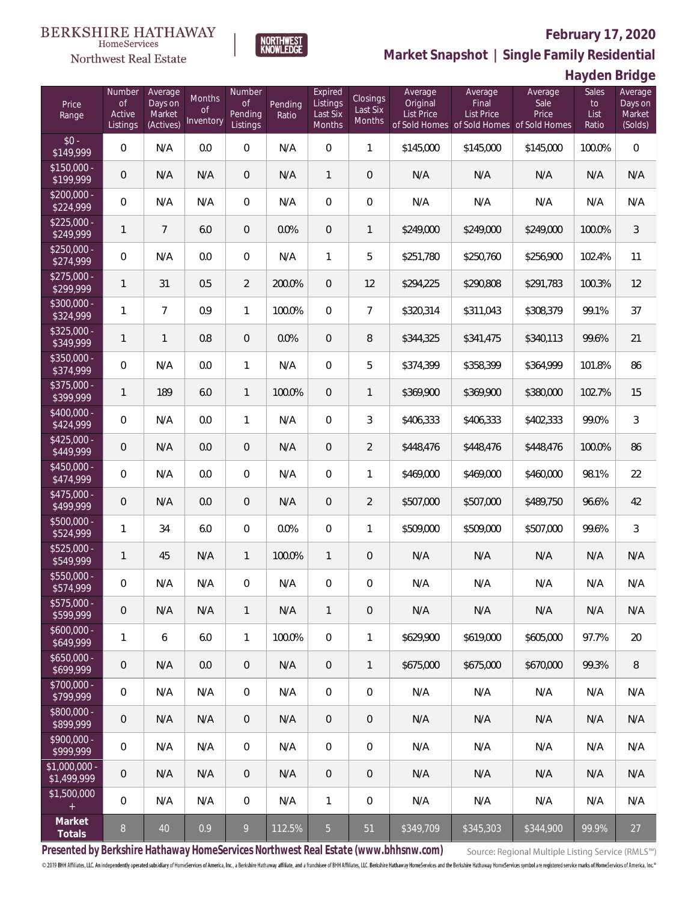BERKSHIRE HATHAWAY HomeServices Northwest Real Estate

NORTHWEST KNOWLEDGE

# February 17, 2020

## Market Snapshot | Single Family Residential

## Hayden Bridge

| Price Range | Number of Active Listings | Average Days on Market (Actives) | Months of Inventory | Number of Pending Listings | Pending Ratio | Expired Listings Last Six Months | Closings Last Six Months | Average Original List Price of Sold Homes | Average Final List Price of Sold Homes | Average Sale Price of Sold Homes | Sales to List Ratio | Average Days on Market (Solds) |
|---|---|---|---|---|---|---|---|---|---|---|---|---|
| $0 - $149,999 | 0 | N/A | 0.0 | 0 | N/A | 0 | 1 | $145,000 | $145,000 | $145,000 | 100.0% | 0 |
| $150,000 - $199,999 | 0 | N/A | N/A | 0 | N/A | 1 | 0 | N/A | N/A | N/A | N/A | N/A |
| $200,000 - $224,999 | 0 | N/A | N/A | 0 | N/A | 0 | 0 | N/A | N/A | N/A | N/A | N/A |
| $225,000 - $249,999 | 1 | 7 | 6.0 | 0 | 0.0% | 0 | 1 | $249,000 | $249,000 | $249,000 | 100.0% | 3 |
| $250,000 - $274,999 | 0 | N/A | 0.0 | 0 | N/A | 1 | 5 | $251,780 | $250,760 | $256,900 | 102.4% | 11 |
| $275,000 - $299,999 | 1 | 31 | 0.5 | 2 | 200.0% | 0 | 12 | $294,225 | $290,808 | $291,783 | 100.3% | 12 |
| $300,000 - $324,999 | 1 | 7 | 0.9 | 1 | 100.0% | 0 | 7 | $320,314 | $311,043 | $308,379 | 99.1% | 37 |
| $325,000 - $349,999 | 1 | 1 | 0.8 | 0 | 0.0% | 0 | 8 | $344,325 | $341,475 | $340,113 | 99.6% | 21 |
| $350,000 - $374,999 | 0 | N/A | 0.0 | 1 | N/A | 0 | 5 | $374,399 | $358,399 | $364,999 | 101.8% | 86 |
| $375,000 - $399,999 | 1 | 189 | 6.0 | 1 | 100.0% | 0 | 1 | $369,900 | $369,900 | $380,000 | 102.7% | 15 |
| $400,000 - $424,999 | 0 | N/A | 0.0 | 1 | N/A | 0 | 3 | $406,333 | $406,333 | $402,333 | 99.0% | 3 |
| $425,000 - $449,999 | 0 | N/A | 0.0 | 0 | N/A | 0 | 2 | $448,476 | $448,476 | $448,476 | 100.0% | 86 |
| $450,000 - $474,999 | 0 | N/A | 0.0 | 0 | N/A | 0 | 1 | $469,000 | $469,000 | $460,000 | 98.1% | 22 |
| $475,000 - $499,999 | 0 | N/A | 0.0 | 0 | N/A | 0 | 2 | $507,000 | $507,000 | $489,750 | 96.6% | 42 |
| $500,000 - $524,999 | 1 | 34 | 6.0 | 0 | 0.0% | 0 | 1 | $509,000 | $509,000 | $507,000 | 99.6% | 3 |
| $525,000 - $549,999 | 1 | 45 | N/A | 1 | 100.0% | 1 | 0 | N/A | N/A | N/A | N/A | N/A |
| $550,000 - $574,999 | 0 | N/A | N/A | 0 | N/A | 0 | 0 | N/A | N/A | N/A | N/A | N/A |
| $575,000 - $599,999 | 0 | N/A | N/A | 1 | N/A | 1 | 0 | N/A | N/A | N/A | N/A | N/A |
| $600,000 - $649,999 | 1 | 6 | 6.0 | 1 | 100.0% | 0 | 1 | $629,900 | $619,000 | $605,000 | 97.7% | 20 |
| $650,000 - $699,999 | 0 | N/A | 0.0 | 0 | N/A | 0 | 1 | $675,000 | $675,000 | $670,000 | 99.3% | 8 |
| $700,000 - $799,999 | 0 | N/A | N/A | 0 | N/A | 0 | 0 | N/A | N/A | N/A | N/A | N/A |
| $800,000 - $899,999 | 0 | N/A | N/A | 0 | N/A | 0 | 0 | N/A | N/A | N/A | N/A | N/A |
| $900,000 - $999,999 | 0 | N/A | N/A | 0 | N/A | 0 | 0 | N/A | N/A | N/A | N/A | N/A |
| $1,000,000 - $1,499,999 | 0 | N/A | N/A | 0 | N/A | 0 | 0 | N/A | N/A | N/A | N/A | N/A |
| $1,500,000 + | 0 | N/A | N/A | 0 | N/A | 1 | 0 | N/A | N/A | N/A | N/A | N/A |
| **Market Totals** | 8 | 40 | 0.9 | 9 | 112.5% | 5 | 51 | $349,709 | $345,303 | $344,900 | 99.9% | 27 |

**Presented by Berkshire Hathaway HomeServices Northwest Real Estate (www.bhhsnw.com)**

Source: Regional Multiple Listing Service (RMLS™)

© 2019 BHH Affiliates, LLC. An independently operated subsidiary of HomeServices of America, Inc., a Berkshire Hathaway affiliate, and a franchisee of BHH Affiliates, LLC. Berkshire Hathaway HomeServices and the Berkshire Hathaway HomeServices symbol are registered service marks of HomeServices of America, Inc.®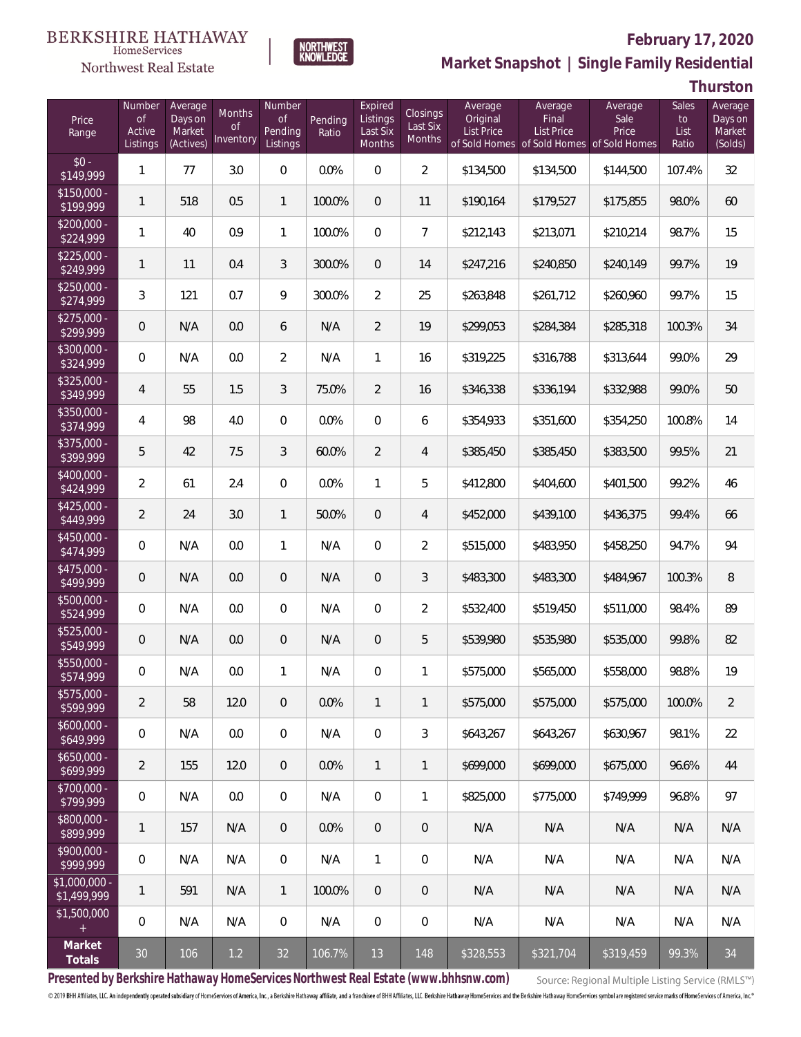BERKSHIRE HATHAWAY HomeServices Northwest Real Estate

NORTHWEST KNOWLEDGE

**February 17, 2020**

**Market Snapshot | Single Family Residential**

**Thurston**

| Price Range | Number of Active Listings | Average Days on Market (Actives) | Months of Inventory | Number of Pending Listings | Pending Ratio | Expired Listings Last Six Months | Closings Last Six Months | Average Original List Price of Sold Homes | Average Final List Price of Sold Homes | Average Sale Price of Sold Homes | Sales to List Ratio | Average Days on Market (Solds) |
|---|---|---|---|---|---|---|---|---|---|---|---|---|
| $0 - $149,999 | 1 | 77 | 3.0 | 0 | 0.0% | 0 | 2 | $134,500 | $134,500 | $144,500 | 107.4% | 32 |
| $150,000 - $199,999 | 1 | 518 | 0.5 | 1 | 100.0% | 0 | 11 | $190,164 | $179,527 | $175,855 | 98.0% | 60 |
| $200,000 - $224,999 | 1 | 40 | 0.9 | 1 | 100.0% | 0 | 7 | $212,143 | $213,071 | $210,214 | 98.7% | 15 |
| $225,000 - $249,999 | 1 | 11 | 0.4 | 3 | 300.0% | 0 | 14 | $247,216 | $240,850 | $240,149 | 99.7% | 19 |
| $250,000 - $274,999 | 3 | 121 | 0.7 | 9 | 300.0% | 2 | 25 | $263,848 | $261,712 | $260,960 | 99.7% | 15 |
| $275,000 - $299,999 | 0 | N/A | 0.0 | 6 | N/A | 2 | 19 | $299,053 | $284,384 | $285,318 | 100.3% | 34 |
| $300,000 - $324,999 | 0 | N/A | 0.0 | 2 | N/A | 1 | 16 | $319,225 | $316,788 | $313,644 | 99.0% | 29 |
| $325,000 - $349,999 | 4 | 55 | 1.5 | 3 | 75.0% | 2 | 16 | $346,338 | $336,194 | $332,988 | 99.0% | 50 |
| $350,000 - $374,999 | 4 | 98 | 4.0 | 0 | 0.0% | 0 | 6 | $354,933 | $351,600 | $354,250 | 100.8% | 14 |
| $375,000 - $399,999 | 5 | 42 | 7.5 | 3 | 60.0% | 2 | 4 | $385,450 | $385,450 | $383,500 | 99.5% | 21 |
| $400,000 - $424,999 | 2 | 61 | 2.4 | 0 | 0.0% | 1 | 5 | $412,800 | $404,600 | $401,500 | 99.2% | 46 |
| $425,000 - $449,999 | 2 | 24 | 3.0 | 1 | 50.0% | 0 | 4 | $452,000 | $439,100 | $436,375 | 99.4% | 66 |
| $450,000 - $474,999 | 0 | N/A | 0.0 | 1 | N/A | 0 | 2 | $515,000 | $483,950 | $458,250 | 94.7% | 94 |
| $475,000 - $499,999 | 0 | N/A | 0.0 | 0 | N/A | 0 | 3 | $483,300 | $483,300 | $484,967 | 100.3% | 8 |
| $500,000 - $524,999 | 0 | N/A | 0.0 | 0 | N/A | 0 | 2 | $532,400 | $519,450 | $511,000 | 98.4% | 89 |
| $525,000 - $549,999 | 0 | N/A | 0.0 | 0 | N/A | 0 | 5 | $539,980 | $535,980 | $535,000 | 99.8% | 82 |
| $550,000 - $574,999 | 0 | N/A | 0.0 | 1 | N/A | 0 | 1 | $575,000 | $565,000 | $558,000 | 98.8% | 19 |
| $575,000 - $599,999 | 2 | 58 | 12.0 | 0 | 0.0% | 1 | 1 | $575,000 | $575,000 | $575,000 | 100.0% | 2 |
| $600,000 - $649,999 | 0 | N/A | 0.0 | 0 | N/A | 0 | 3 | $643,267 | $643,267 | $630,967 | 98.1% | 22 |
| $650,000 - $699,999 | 2 | 155 | 12.0 | 0 | 0.0% | 1 | 1 | $699,000 | $699,000 | $675,000 | 96.6% | 44 |
| $700,000 - $799,999 | 0 | N/A | 0.0 | 0 | N/A | 0 | 1 | $825,000 | $775,000 | $749,999 | 96.8% | 97 |
| $800,000 - $899,999 | 1 | 157 | N/A | 0 | 0.0% | 0 | 0 | N/A | N/A | N/A | N/A | N/A |
| $900,000 - $999,999 | 0 | N/A | N/A | 0 | N/A | 1 | 0 | N/A | N/A | N/A | N/A | N/A |
| $1,000,000 - $1,499,999 | 1 | 591 | N/A | 1 | 100.0% | 0 | 0 | N/A | N/A | N/A | N/A | N/A |
| $1,500,000 + | 0 | N/A | N/A | 0 | N/A | 0 | 0 | N/A | N/A | N/A | N/A | N/A |
| **Market Totals** | 30 | 106 | 1.2 | 32 | 106.7% | 13 | 148 | $328,553 | $321,704 | $319,459 | 99.3% | 34 |

**Presented by Berkshire Hathaway HomeServices Northwest Real Estate (www.bhhsnw.com)**

Source: Regional Multiple Listing Service (RMLS™)

© 2019 BHH Affiliates, LLC. An independently operated subsidiary of HomeServices of America, Inc., a Berkshire Hathaway affiliate, and a franchisee of BHH Affiliates, LLC. Berkshire Hathaway HomeServices and the Berkshire Hathaway HomeServices symbol are registered service marks of HomeServices of America, Inc.®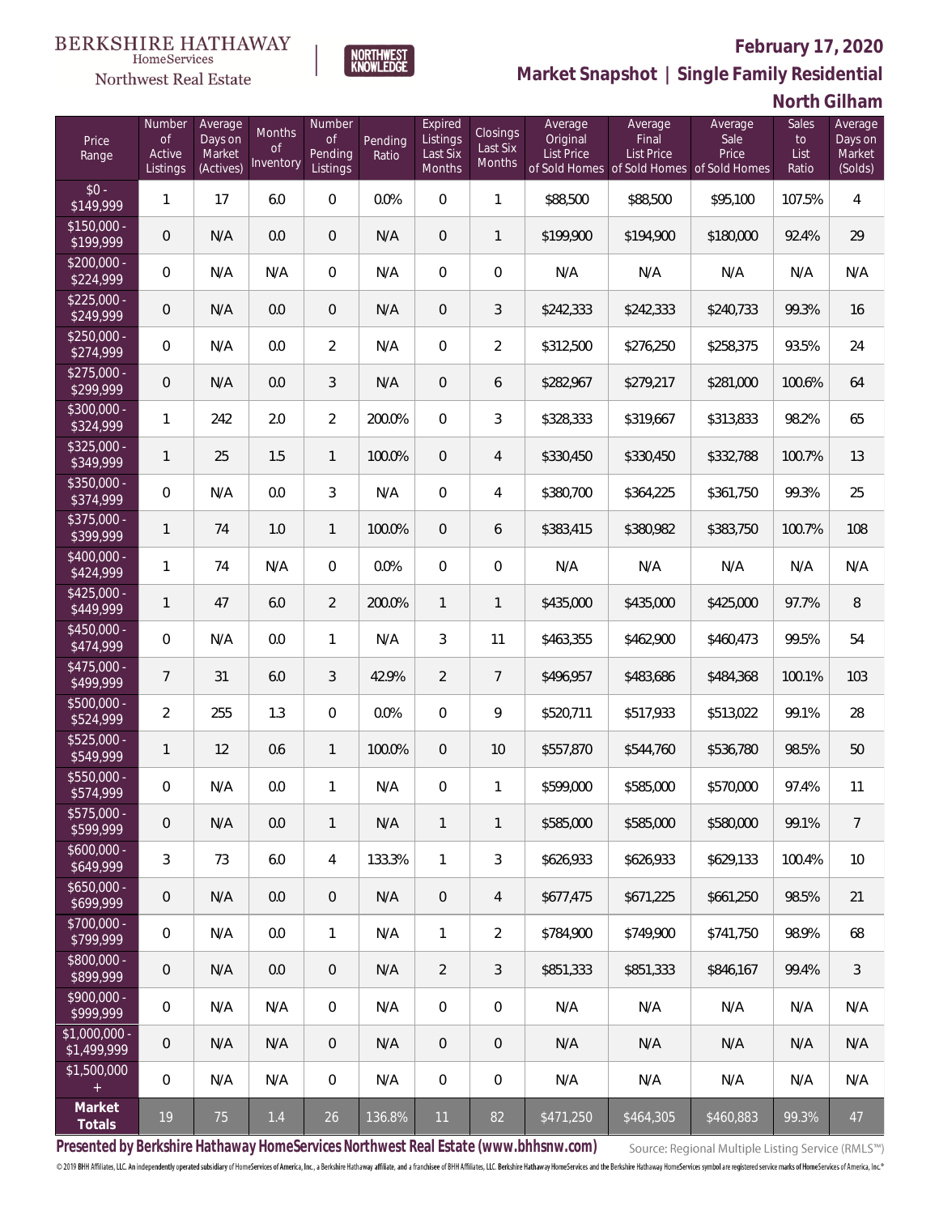BERKSHIRE HATHAWAY HomeServices Northwest Real Estate | NORTHWEST KNOWLEDGE

# February 17, 2020

## Market Snapshot | Single Family Residential

### North Gilham

| Price Range | Number of Active Listings | Average Days on Market (Actives) | Months of Inventory | Number of Pending Listings | Pending Ratio | Expired Listings Last Six Months | Closings Last Six Months | Average Original List Price of Sold Homes | Average Final List Price of Sold Homes | Average Sale Price of Sold Homes | Sales to List Ratio | Average Days on Market (Solds) |
|---|---|---|---|---|---|---|---|---|---|---|---|---|
| $0 - $149,999 | 1 | 17 | 6.0 | 0 | 0.0% | 0 | 1 | $88,500 | $88,500 | $95,100 | 107.5% | 4 |
| $150,000 - $199,999 | 0 | N/A | 0.0 | 0 | N/A | 0 | 1 | $199,900 | $194,900 | $180,000 | 92.4% | 29 |
| $200,000 - $224,999 | 0 | N/A | N/A | 0 | N/A | 0 | 0 | N/A | N/A | N/A | N/A | N/A |
| $225,000 - $249,999 | 0 | N/A | 0.0 | 0 | N/A | 0 | 3 | $242,333 | $242,333 | $240,733 | 99.3% | 16 |
| $250,000 - $274,999 | 0 | N/A | 0.0 | 2 | N/A | 0 | 2 | $312,500 | $276,250 | $258,375 | 93.5% | 24 |
| $275,000 - $299,999 | 0 | N/A | 0.0 | 3 | N/A | 0 | 6 | $282,967 | $279,217 | $281,000 | 100.6% | 64 |
| $300,000 - $324,999 | 1 | 242 | 2.0 | 2 | 200.0% | 0 | 3 | $328,333 | $319,667 | $313,833 | 98.2% | 65 |
| $325,000 - $349,999 | 1 | 25 | 1.5 | 1 | 100.0% | 0 | 4 | $330,450 | $330,450 | $332,788 | 100.7% | 13 |
| $350,000 - $374,999 | 0 | N/A | 0.0 | 3 | N/A | 0 | 4 | $380,700 | $364,225 | $361,750 | 99.3% | 25 |
| $375,000 - $399,999 | 1 | 74 | 1.0 | 1 | 100.0% | 0 | 6 | $383,415 | $380,982 | $383,750 | 100.7% | 108 |
| $400,000 - $424,999 | 1 | 74 | N/A | 0 | 0.0% | 0 | 0 | N/A | N/A | N/A | N/A | N/A |
| $425,000 - $449,999 | 1 | 47 | 6.0 | 2 | 200.0% | 1 | 1 | $435,000 | $435,000 | $425,000 | 97.7% | 8 |
| $450,000 - $474,999 | 0 | N/A | 0.0 | 1 | N/A | 3 | 11 | $463,355 | $462,900 | $460,473 | 99.5% | 54 |
| $475,000 - $499,999 | 7 | 31 | 6.0 | 3 | 42.9% | 2 | 7 | $496,957 | $483,686 | $484,368 | 100.1% | 103 |
| $500,000 - $524,999 | 2 | 255 | 1.3 | 0 | 0.0% | 0 | 9 | $520,711 | $517,933 | $513,022 | 99.1% | 28 |
| $525,000 - $549,999 | 1 | 12 | 0.6 | 1 | 100.0% | 0 | 10 | $557,870 | $544,760 | $536,780 | 98.5% | 50 |
| $550,000 - $574,999 | 0 | N/A | 0.0 | 1 | N/A | 0 | 1 | $599,000 | $585,000 | $570,000 | 97.4% | 11 |
| $575,000 - $599,999 | 0 | N/A | 0.0 | 1 | N/A | 1 | 1 | $585,000 | $585,000 | $580,000 | 99.1% | 7 |
| $600,000 - $649,999 | 3 | 73 | 6.0 | 4 | 133.3% | 1 | 3 | $626,933 | $626,933 | $629,133 | 100.4% | 10 |
| $650,000 - $699,999 | 0 | N/A | 0.0 | 0 | N/A | 0 | 4 | $677,475 | $671,225 | $661,250 | 98.5% | 21 |
| $700,000 - $799,999 | 0 | N/A | 0.0 | 1 | N/A | 1 | 2 | $784,900 | $749,900 | $741,750 | 98.9% | 68 |
| $800,000 - $899,999 | 0 | N/A | 0.0 | 0 | N/A | 2 | 3 | $851,333 | $851,333 | $846,167 | 99.4% | 3 |
| $900,000 - $999,999 | 0 | N/A | N/A | 0 | N/A | 0 | 0 | N/A | N/A | N/A | N/A | N/A |
| $1,000,000 - $1,499,999 | 0 | N/A | N/A | 0 | N/A | 0 | 0 | N/A | N/A | N/A | N/A | N/A |
| $1,500,000 + | 0 | N/A | N/A | 0 | N/A | 0 | 0 | N/A | N/A | N/A | N/A | N/A |
| **Market Totals** | 19 | 75 | 1.4 | 26 | 136.8% | 11 | 82 | $471,250 | $464,305 | $460,883 | 99.3% | 47 |

**Presented by Berkshire Hathaway HomeServices Northwest Real Estate (www.bhhsnw.com)** Source: Regional Multiple Listing Service (RMLS™)

© 2019 BHH Affiliates, LLC. An independently operated subsidiary of HomeServices of America, Inc., a Berkshire Hathaway affiliate, and a franchisee of BHH Affiliates, LLC. Berkshire Hathaway HomeServices and the Berkshire Hathaway HomeServices symbol are registered service marks of HomeServices of America, Inc.®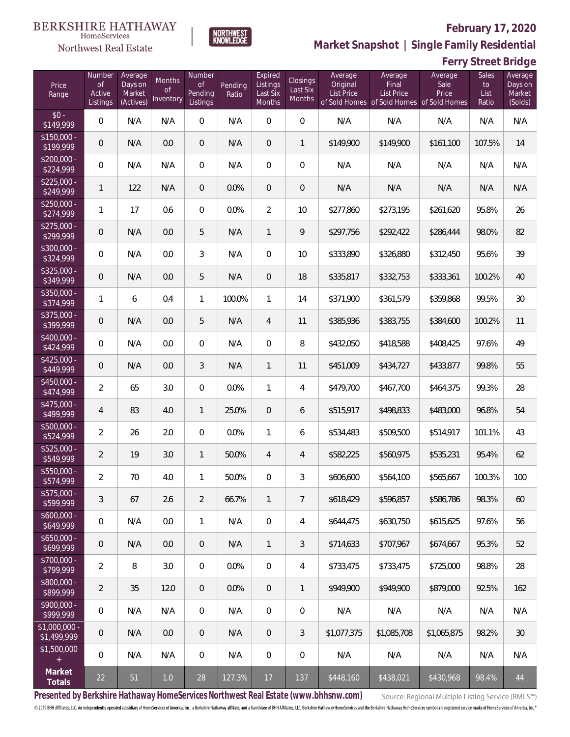BERKSHIRE HATHAWAY HomeServices Northwest Real Estate

NORTHWEST KNOWLEDGE

# February 17, 2020

## Market Snapshot | Single Family Residential

## Ferry Street Bridge

| Price Range | Number of Active Listings | Average Days on Market (Actives) | Months of Inventory | Number of Pending Listings | Pending Ratio | Expired Listings Last Six Months | Closings Last Six Months | Average Original List Price of Sold Homes | Average Final List Price of Sold Homes | Average Sale Price of Sold Homes | Sales to List Ratio | Average Days on Market (Solds) |
|---|---|---|---|---|---|---|---|---|---|---|---|---|
| $0 - $149,999 | 0 | N/A | N/A | 0 | N/A | 0 | 0 | N/A | N/A | N/A | N/A | N/A |
| $150,000 - $199,999 | 0 | N/A | 0.0 | 0 | N/A | 0 | 1 | $149,900 | $149,900 | $161,100 | 107.5% | 14 |
| $200,000 - $224,999 | 0 | N/A | N/A | 0 | N/A | 0 | 0 | N/A | N/A | N/A | N/A | N/A |
| $225,000 - $249,999 | 1 | 122 | N/A | 0 | 0.0% | 0 | 0 | N/A | N/A | N/A | N/A | N/A |
| $250,000 - $274,999 | 1 | 17 | 0.6 | 0 | 0.0% | 2 | 10 | $277,860 | $273,195 | $261,620 | 95.8% | 26 |
| $275,000 - $299,999 | 0 | N/A | 0.0 | 5 | N/A | 1 | 9 | $297,756 | $292,422 | $286,444 | 98.0% | 82 |
| $300,000 - $324,999 | 0 | N/A | 0.0 | 3 | N/A | 0 | 10 | $333,890 | $326,880 | $312,450 | 95.6% | 39 |
| $325,000 - $349,999 | 0 | N/A | 0.0 | 5 | N/A | 0 | 18 | $335,817 | $332,753 | $333,361 | 100.2% | 40 |
| $350,000 - $374,999 | 1 | 6 | 0.4 | 1 | 100.0% | 1 | 14 | $371,900 | $361,579 | $359,868 | 99.5% | 30 |
| $375,000 - $399,999 | 0 | N/A | 0.0 | 5 | N/A | 4 | 11 | $385,936 | $383,755 | $384,600 | 100.2% | 11 |
| $400,000 - $424,999 | 0 | N/A | 0.0 | 0 | N/A | 0 | 8 | $432,050 | $418,588 | $408,425 | 97.6% | 49 |
| $425,000 - $449,999 | 0 | N/A | 0.0 | 3 | N/A | 1 | 11 | $451,009 | $434,727 | $433,877 | 99.8% | 55 |
| $450,000 - $474,999 | 2 | 65 | 3.0 | 0 | 0.0% | 1 | 4 | $479,700 | $467,700 | $464,375 | 99.3% | 28 |
| $475,000 - $499,999 | 4 | 83 | 4.0 | 1 | 25.0% | 0 | 6 | $515,917 | $498,833 | $483,000 | 96.8% | 54 |
| $500,000 - $524,999 | 2 | 26 | 2.0 | 0 | 0.0% | 1 | 6 | $534,483 | $509,500 | $514,917 | 101.1% | 43 |
| $525,000 - $549,999 | 2 | 19 | 3.0 | 1 | 50.0% | 4 | 4 | $582,225 | $560,975 | $535,231 | 95.4% | 62 |
| $550,000 - $574,999 | 2 | 70 | 4.0 | 1 | 50.0% | 0 | 3 | $606,600 | $564,100 | $565,667 | 100.3% | 100 |
| $575,000 - $599,999 | 3 | 67 | 2.6 | 2 | 66.7% | 1 | 7 | $618,429 | $596,857 | $586,786 | 98.3% | 60 |
| $600,000 - $649,999 | 0 | N/A | 0.0 | 1 | N/A | 0 | 4 | $644,475 | $630,750 | $615,625 | 97.6% | 56 |
| $650,000 - $699,999 | 0 | N/A | 0.0 | 0 | N/A | 1 | 3 | $714,633 | $707,967 | $674,667 | 95.3% | 52 |
| $700,000 - $799,999 | 2 | 8 | 3.0 | 0 | 0.0% | 0 | 4 | $733,475 | $733,475 | $725,000 | 98.8% | 28 |
| $800,000 - $899,999 | 2 | 35 | 12.0 | 0 | 0.0% | 0 | 1 | $949,900 | $949,900 | $879,000 | 92.5% | 162 |
| $900,000 - $999,999 | 0 | N/A | N/A | 0 | N/A | 0 | 0 | N/A | N/A | N/A | N/A | N/A |
| $1,000,000 - $1,499,999 | 0 | N/A | 0.0 | 0 | N/A | 0 | 3 | $1,077,375 | $1,085,708 | $1,065,875 | 98.2% | 30 |
| $1,500,000 + | 0 | N/A | N/A | 0 | N/A | 0 | 0 | N/A | N/A | N/A | N/A | N/A |
| **Market Totals** | 22 | 51 | 1.0 | 28 | 127.3% | 17 | 137 | $448,160 | $438,021 | $430,968 | 98.4% | 44 |

**Presented by Berkshire Hathaway HomeServices Northwest Real Estate (www.bhhsnw.com)**

Source: Regional Multiple Listing Service (RMLS™)

© 2019 BHH Affiliates, LLC. An independently operated subsidiary of HomeServices of America, Inc., a Berkshire Hathaway affiliate, and a franchisee of BHH Affiliates, LLC. Berkshire Hathaway HomeServices and the Berkshire Hathaway HomeServices symbol are registered service marks of HomeServices of America, Inc.®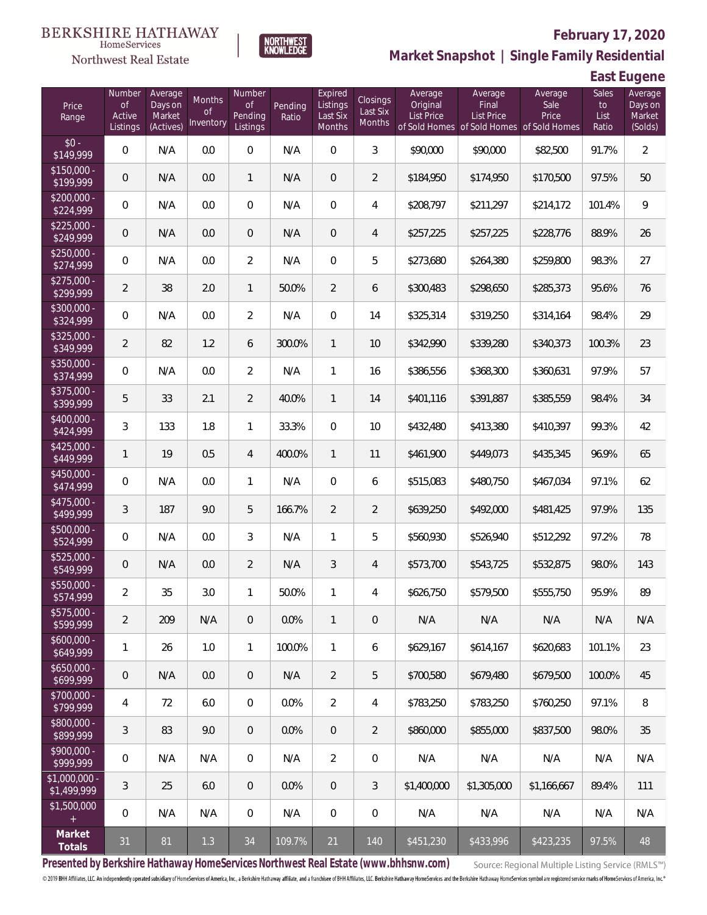BERKSHIRE HATHAWAY HomeServices Northwest Real Estate

NORTHWEST KNOWLEDGE

# February 17, 2020

## Market Snapshot | Single Family Residential

### East Eugene

| Price Range | Number of Active Listings | Average Days on Market (Actives) | Months of Inventory | Number of Pending Listings | Pending Ratio | Expired Listings Last Six Months | Closings Last Six Months | Average Original List Price of Sold Homes | Average Final List Price of Sold Homes | Average Sale Price of Sold Homes | Sales to List Ratio | Average Days on Market (Solds) |
|---|---|---|---|---|---|---|---|---|---|---|---|---|
| $0 - $149,999 | 0 | N/A | 0.0 | 0 | N/A | 0 | 3 | $90,000 | $90,000 | $82,500 | 91.7% | 2 |
| $150,000 - $199,999 | 0 | N/A | 0.0 | 1 | N/A | 0 | 2 | $184,950 | $174,950 | $170,500 | 97.5% | 50 |
| $200,000 - $224,999 | 0 | N/A | 0.0 | 0 | N/A | 0 | 4 | $208,797 | $211,297 | $214,172 | 101.4% | 9 |
| $225,000 - $249,999 | 0 | N/A | 0.0 | 0 | N/A | 0 | 4 | $257,225 | $257,225 | $228,776 | 88.9% | 26 |
| $250,000 - $274,999 | 0 | N/A | 0.0 | 2 | N/A | 0 | 5 | $273,680 | $264,380 | $259,800 | 98.3% | 27 |
| $275,000 - $299,999 | 2 | 38 | 2.0 | 1 | 50.0% | 2 | 6 | $300,483 | $298,650 | $285,373 | 95.6% | 76 |
| $300,000 - $324,999 | 0 | N/A | 0.0 | 2 | N/A | 0 | 14 | $325,314 | $319,250 | $314,164 | 98.4% | 29 |
| $325,000 - $349,999 | 2 | 82 | 1.2 | 6 | 300.0% | 1 | 10 | $342,990 | $339,280 | $340,373 | 100.3% | 23 |
| $350,000 - $374,999 | 0 | N/A | 0.0 | 2 | N/A | 1 | 16 | $386,556 | $368,300 | $360,631 | 97.9% | 57 |
| $375,000 - $399,999 | 5 | 33 | 2.1 | 2 | 40.0% | 1 | 14 | $401,116 | $391,887 | $385,559 | 98.4% | 34 |
| $400,000 - $424,999 | 3 | 133 | 1.8 | 1 | 33.3% | 0 | 10 | $432,480 | $413,380 | $410,397 | 99.3% | 42 |
| $425,000 - $449,999 | 1 | 19 | 0.5 | 4 | 400.0% | 1 | 11 | $461,900 | $449,073 | $435,345 | 96.9% | 65 |
| $450,000 - $474,999 | 0 | N/A | 0.0 | 1 | N/A | 0 | 6 | $515,083 | $480,750 | $467,034 | 97.1% | 62 |
| $475,000 - $499,999 | 3 | 187 | 9.0 | 5 | 166.7% | 2 | 2 | $639,250 | $492,000 | $481,425 | 97.9% | 135 |
| $500,000 - $524,999 | 0 | N/A | 0.0 | 3 | N/A | 1 | 5 | $560,930 | $526,940 | $512,292 | 97.2% | 78 |
| $525,000 - $549,999 | 0 | N/A | 0.0 | 2 | N/A | 3 | 4 | $573,700 | $543,725 | $532,875 | 98.0% | 143 |
| $550,000 - $574,999 | 2 | 35 | 3.0 | 1 | 50.0% | 1 | 4 | $626,750 | $579,500 | $555,750 | 95.9% | 89 |
| $575,000 - $599,999 | 2 | 209 | N/A | 0 | 0.0% | 1 | 0 | N/A | N/A | N/A | N/A | N/A |
| $600,000 - $649,999 | 1 | 26 | 1.0 | 1 | 100.0% | 1 | 6 | $629,167 | $614,167 | $620,683 | 101.1% | 23 |
| $650,000 - $699,999 | 0 | N/A | 0.0 | 0 | N/A | 2 | 5 | $700,580 | $679,480 | $679,500 | 100.0% | 45 |
| $700,000 - $799,999 | 4 | 72 | 6.0 | 0 | 0.0% | 2 | 4 | $783,250 | $783,250 | $760,250 | 97.1% | 8 |
| $800,000 - $899,999 | 3 | 83 | 9.0 | 0 | 0.0% | 0 | 2 | $860,000 | $855,000 | $837,500 | 98.0% | 35 |
| $900,000 - $999,999 | 0 | N/A | N/A | 0 | N/A | 2 | 0 | N/A | N/A | N/A | N/A | N/A |
| $1,000,000 - $1,499,999 | 3 | 25 | 6.0 | 0 | 0.0% | 0 | 3 | $1,400,000 | $1,305,000 | $1,166,667 | 89.4% | 111 |
| $1,500,000 + | 0 | N/A | N/A | 0 | N/A | 0 | 0 | N/A | N/A | N/A | N/A | N/A |
| **Market Totals** | 31 | 81 | 1.3 | 34 | 109.7% | 21 | 140 | $451,230 | $433,996 | $423,235 | 97.5% | 48 |

**Presented by Berkshire Hathaway HomeServices Northwest Real Estate (www.bhhsnw.com)**

Source: Regional Multiple Listing Service (RMLS™)

© 2019 BHH Affiliates, LLC. An independently operated subsidiary of HomeServices of America, Inc., a Berkshire Hathaway affiliate, and a franchisee of BHH Affiliates, LLC. Berkshire Hathaway HomeServices and the Berkshire Hathaway HomeServices symbol are registered service marks of HomeServices of America, Inc.®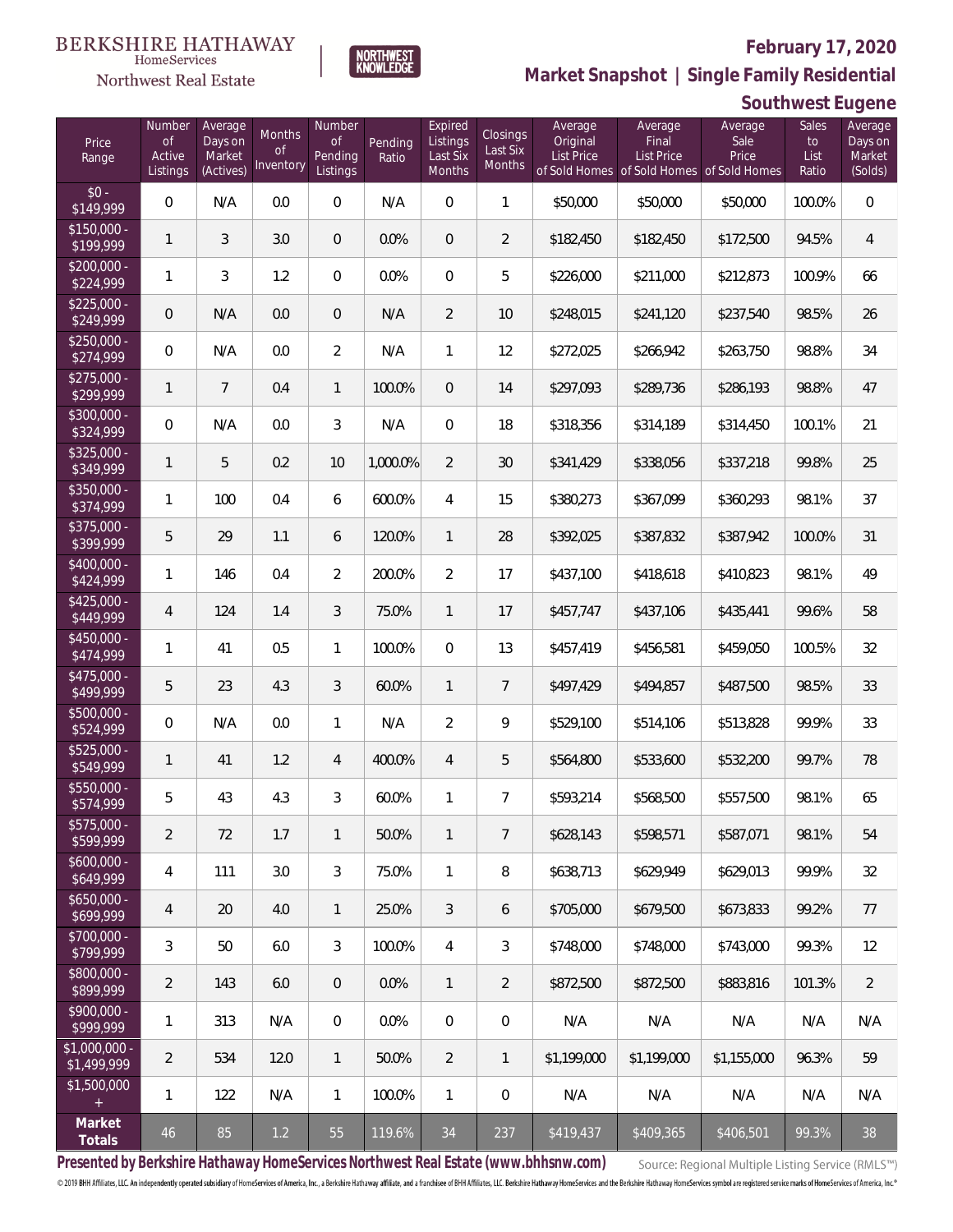BERKSHIRE HATHAWAY HomeServices Northwest Real Estate

NORTHWEST KNOWLEDGE

**February 17, 2020**

**Market Snapshot | Single Family Residential**

**Southwest Eugene**

| Price Range | Number of Active Listings | Average Days on Market (Actives) | Months of Inventory | Number of Pending Listings | Pending Ratio | Expired Listings Last Six Months | Closings Last Six Months | Average Original List Price of Sold Homes | Average Final List Price of Sold Homes | Average Sale Price of Sold Homes | Sales to List Ratio | Average Days on Market (Solds) |
|---|---|---|---|---|---|---|---|---|---|---|---|---|
| $0 - $149,999 | 0 | N/A | 0.0 | 0 | N/A | 0 | 1 | $50,000 | $50,000 | $50,000 | 100.0% | 0 |
| $150,000 - $199,999 | 1 | 3 | 3.0 | 0 | 0.0% | 0 | 2 | $182,450 | $182,450 | $172,500 | 94.5% | 4 |
| $200,000 - $224,999 | 1 | 3 | 1.2 | 0 | 0.0% | 0 | 5 | $226,000 | $211,000 | $212,873 | 100.9% | 66 |
| $225,000 - $249,999 | 0 | N/A | 0.0 | 0 | N/A | 2 | 10 | $248,015 | $241,120 | $237,540 | 98.5% | 26 |
| $250,000 - $274,999 | 0 | N/A | 0.0 | 2 | N/A | 1 | 12 | $272,025 | $266,942 | $263,750 | 98.8% | 34 |
| $275,000 - $299,999 | 1 | 7 | 0.4 | 1 | 100.0% | 0 | 14 | $297,093 | $289,736 | $286,193 | 98.8% | 47 |
| $300,000 - $324,999 | 0 | N/A | 0.0 | 3 | N/A | 0 | 18 | $318,356 | $314,189 | $314,450 | 100.1% | 21 |
| $325,000 - $349,999 | 1 | 5 | 0.2 | 10 | 1,000.0% | 2 | 30 | $341,429 | $338,056 | $337,218 | 99.8% | 25 |
| $350,000 - $374,999 | 1 | 100 | 0.4 | 6 | 600.0% | 4 | 15 | $380,273 | $367,099 | $360,293 | 98.1% | 37 |
| $375,000 - $399,999 | 5 | 29 | 1.1 | 6 | 120.0% | 1 | 28 | $392,025 | $387,832 | $387,942 | 100.0% | 31 |
| $400,000 - $424,999 | 1 | 146 | 0.4 | 2 | 200.0% | 2 | 17 | $437,100 | $418,618 | $410,823 | 98.1% | 49 |
| $425,000 - $449,999 | 4 | 124 | 1.4 | 3 | 75.0% | 1 | 17 | $457,747 | $437,106 | $435,441 | 99.6% | 58 |
| $450,000 - $474,999 | 1 | 41 | 0.5 | 1 | 100.0% | 0 | 13 | $457,419 | $456,581 | $459,050 | 100.5% | 32 |
| $475,000 - $499,999 | 5 | 23 | 4.3 | 3 | 60.0% | 1 | 7 | $497,429 | $494,857 | $487,500 | 98.5% | 33 |
| $500,000 - $524,999 | 0 | N/A | 0.0 | 1 | N/A | 2 | 9 | $529,100 | $514,106 | $513,828 | 99.9% | 33 |
| $525,000 - $549,999 | 1 | 41 | 1.2 | 4 | 400.0% | 4 | 5 | $564,800 | $533,600 | $532,200 | 99.7% | 78 |
| $550,000 - $574,999 | 5 | 43 | 4.3 | 3 | 60.0% | 1 | 7 | $593,214 | $568,500 | $557,500 | 98.1% | 65 |
| $575,000 - $599,999 | 2 | 72 | 1.7 | 1 | 50.0% | 1 | 7 | $628,143 | $598,571 | $587,071 | 98.1% | 54 |
| $600,000 - $649,999 | 4 | 111 | 3.0 | 3 | 75.0% | 1 | 8 | $638,713 | $629,949 | $629,013 | 99.9% | 32 |
| $650,000 - $699,999 | 4 | 20 | 4.0 | 1 | 25.0% | 3 | 6 | $705,000 | $679,500 | $673,833 | 99.2% | 77 |
| $700,000 - $799,999 | 3 | 50 | 6.0 | 3 | 100.0% | 4 | 3 | $748,000 | $748,000 | $743,000 | 99.3% | 12 |
| $800,000 - $899,999 | 2 | 143 | 6.0 | 0 | 0.0% | 1 | 2 | $872,500 | $872,500 | $883,816 | 101.3% | 2 |
| $900,000 - $999,999 | 1 | 313 | N/A | 0 | 0.0% | 0 | 0 | N/A | N/A | N/A | N/A | N/A |
| $1,000,000 - $1,499,999 | 2 | 534 | 12.0 | 1 | 50.0% | 2 | 1 | $1,199,000 | $1,199,000 | $1,155,000 | 96.3% | 59 |
| $1,500,000 + | 1 | 122 | N/A | 1 | 100.0% | 1 | 0 | N/A | N/A | N/A | N/A | N/A |
| **Market Totals** | 46 | 85 | 1.2 | 55 | 119.6% | 34 | 237 | $419,437 | $409,365 | $406,501 | 99.3% | 38 |

**Presented by Berkshire Hathaway HomeServices Northwest Real Estate (www.bhhsnw.com)**

Source: Regional Multiple Listing Service (RMLS™)

© 2019 BHH Affiliates, LLC. An independently operated subsidiary of HomeServices of America, Inc., a Berkshire Hathaway affiliate, and a franchisee of BHH Affiliates, LLC. Berkshire Hathaway HomeServices and the Berkshire Hathaway HomeServices symbol are registered service marks of HomeServices of America, Inc.®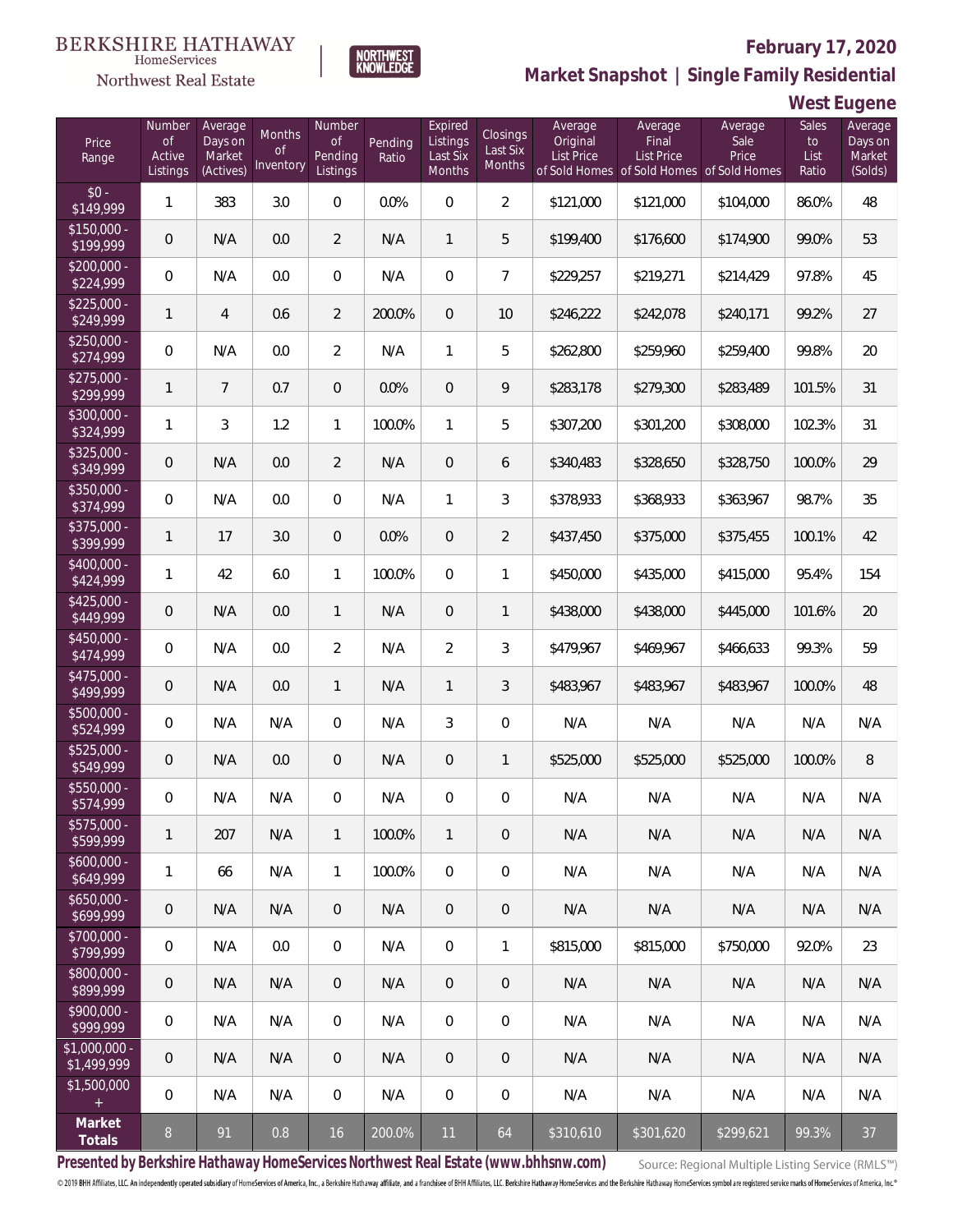BERKSHIRE HATHAWAY HomeServices Northwest Real Estate

NORTHWEST KNOWLEDGE

**February 17, 2020**

**Market Snapshot | Single Family Residential**

**West Eugene**

| Price Range | Number of Active Listings | Average Days on Market (Actives) | Months of Inventory | Number of Pending Listings | Pending Ratio | Expired Listings Last Six Months | Closings Last Six Months | Average Original List Price of Sold Homes | Average Final List Price of Sold Homes | Average Sale Price of Sold Homes | Sales to List Ratio | Average Days on Market (Solds) |
|---|---|---|---|---|---|---|---|---|---|---|---|---|
| $0 - $149,999 | 1 | 383 | 3.0 | 0 | 0.0% | 0 | 2 | $121,000 | $121,000 | $104,000 | 86.0% | 48 |
| $150,000 - $199,999 | 0 | N/A | 0.0 | 2 | N/A | 1 | 5 | $199,400 | $176,600 | $174,900 | 99.0% | 53 |
| $200,000 - $224,999 | 0 | N/A | 0.0 | 0 | N/A | 0 | 7 | $229,257 | $219,271 | $214,429 | 97.8% | 45 |
| $225,000 - $249,999 | 1 | 4 | 0.6 | 2 | 200.0% | 0 | 10 | $246,222 | $242,078 | $240,171 | 99.2% | 27 |
| $250,000 - $274,999 | 0 | N/A | 0.0 | 2 | N/A | 1 | 5 | $262,800 | $259,960 | $259,400 | 99.8% | 20 |
| $275,000 - $299,999 | 1 | 7 | 0.7 | 0 | 0.0% | 0 | 9 | $283,178 | $279,300 | $283,489 | 101.5% | 31 |
| $300,000 - $324,999 | 1 | 3 | 1.2 | 1 | 100.0% | 1 | 5 | $307,200 | $301,200 | $308,000 | 102.3% | 31 |
| $325,000 - $349,999 | 0 | N/A | 0.0 | 2 | N/A | 0 | 6 | $340,483 | $328,650 | $328,750 | 100.0% | 29 |
| $350,000 - $374,999 | 0 | N/A | 0.0 | 0 | N/A | 1 | 3 | $378,933 | $368,933 | $363,967 | 98.7% | 35 |
| $375,000 - $399,999 | 1 | 17 | 3.0 | 0 | 0.0% | 0 | 2 | $437,450 | $375,000 | $375,455 | 100.1% | 42 |
| $400,000 - $424,999 | 1 | 42 | 6.0 | 1 | 100.0% | 0 | 1 | $450,000 | $435,000 | $415,000 | 95.4% | 154 |
| $425,000 - $449,999 | 0 | N/A | 0.0 | 1 | N/A | 0 | 1 | $438,000 | $438,000 | $445,000 | 101.6% | 20 |
| $450,000 - $474,999 | 0 | N/A | 0.0 | 2 | N/A | 2 | 3 | $479,967 | $469,967 | $466,633 | 99.3% | 59 |
| $475,000 - $499,999 | 0 | N/A | 0.0 | 1 | N/A | 1 | 3 | $483,967 | $483,967 | $483,967 | 100.0% | 48 |
| $500,000 - $524,999 | 0 | N/A | N/A | 0 | N/A | 3 | 0 | N/A | N/A | N/A | N/A | N/A |
| $525,000 - $549,999 | 0 | N/A | 0.0 | 0 | N/A | 0 | 1 | $525,000 | $525,000 | $525,000 | 100.0% | 8 |
| $550,000 - $574,999 | 0 | N/A | N/A | 0 | N/A | 0 | 0 | N/A | N/A | N/A | N/A | N/A |
| $575,000 - $599,999 | 1 | 207 | N/A | 1 | 100.0% | 1 | 0 | N/A | N/A | N/A | N/A | N/A |
| $600,000 - $649,999 | 1 | 66 | N/A | 1 | 100.0% | 0 | 0 | N/A | N/A | N/A | N/A | N/A |
| $650,000 - $699,999 | 0 | N/A | N/A | 0 | N/A | 0 | 0 | N/A | N/A | N/A | N/A | N/A |
| $700,000 - $799,999 | 0 | N/A | 0.0 | 0 | N/A | 0 | 1 | $815,000 | $815,000 | $750,000 | 92.0% | 23 |
| $800,000 - $899,999 | 0 | N/A | N/A | 0 | N/A | 0 | 0 | N/A | N/A | N/A | N/A | N/A |
| $900,000 - $999,999 | 0 | N/A | N/A | 0 | N/A | 0 | 0 | N/A | N/A | N/A | N/A | N/A |
| $1,000,000 - $1,499,999 | 0 | N/A | N/A | 0 | N/A | 0 | 0 | N/A | N/A | N/A | N/A | N/A |
| $1,500,000 + | 0 | N/A | N/A | 0 | N/A | 0 | 0 | N/A | N/A | N/A | N/A | N/A |
| **Market Totals** | 8 | 91 | 0.8 | 16 | 200.0% | 11 | 64 | $310,610 | $301,620 | $299,621 | 99.3% | 37 |

**Presented by Berkshire Hathaway HomeServices Northwest Real Estate (www.bhhsnw.com)**

Source: Regional Multiple Listing Service (RMLS™)

© 2019 BHH Affiliates, LLC. An independently operated subsidiary of HomeServices of America, Inc., a Berkshire Hathaway affiliate, and a franchisee of BHH Affiliates, LLC. Berkshire Hathaway HomeServices and the Berkshire Hathaway HomeServices symbol are registered service marks of HomeServices of America, Inc.®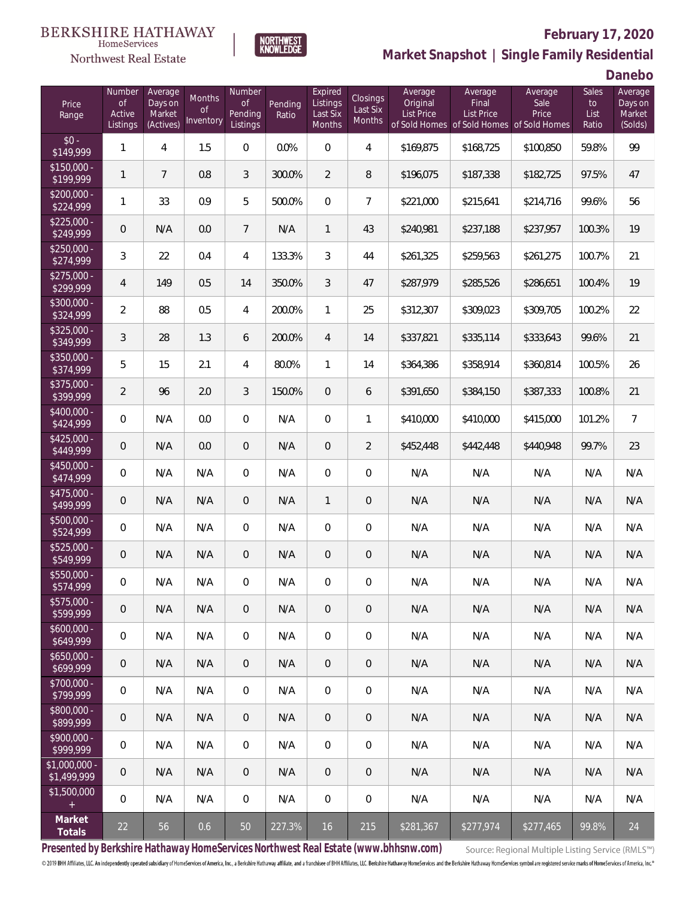BERKSHIRE HATHAWAY HomeServices Northwest Real Estate

NORTHWEST KNOWLEDGE

**February 17, 2020**

**Market Snapshot | Single Family Residential**

**Danebo**

| Price Range | Number of Active Listings | Average Days on Market (Actives) | Months of Inventory | Number of Pending Listings | Pending Ratio | Expired Listings Last Six Months | Closings Last Six Months | Average Original List Price of Sold Homes | Average Final List Price of Sold Homes | Average Sale Price of Sold Homes | Sales to List Ratio | Average Days on Market (Solds) |
|---|---|---|---|---|---|---|---|---|---|---|---|---|
| $0 - $149,999 | 1 | 4 | 1.5 | 0 | 0.0% | 0 | 4 | $169,875 | $168,725 | $100,850 | 59.8% | 99 |
| $150,000 - $199,999 | 1 | 7 | 0.8 | 3 | 300.0% | 2 | 8 | $196,075 | $187,338 | $182,725 | 97.5% | 47 |
| $200,000 - $224,999 | 1 | 33 | 0.9 | 5 | 500.0% | 0 | 7 | $221,000 | $215,641 | $214,716 | 99.6% | 56 |
| $225,000 - $249,999 | 0 | N/A | 0.0 | 7 | N/A | 1 | 43 | $240,981 | $237,188 | $237,957 | 100.3% | 19 |
| $250,000 - $274,999 | 3 | 22 | 0.4 | 4 | 133.3% | 3 | 44 | $261,325 | $259,563 | $261,275 | 100.7% | 21 |
| $275,000 - $299,999 | 4 | 149 | 0.5 | 14 | 350.0% | 3 | 47 | $287,979 | $285,526 | $286,651 | 100.4% | 19 |
| $300,000 - $324,999 | 2 | 88 | 0.5 | 4 | 200.0% | 1 | 25 | $312,307 | $309,023 | $309,705 | 100.2% | 22 |
| $325,000 - $349,999 | 3 | 28 | 1.3 | 6 | 200.0% | 4 | 14 | $337,821 | $335,114 | $333,643 | 99.6% | 21 |
| $350,000 - $374,999 | 5 | 15 | 2.1 | 4 | 80.0% | 1 | 14 | $364,386 | $358,914 | $360,814 | 100.5% | 26 |
| $375,000 - $399,999 | 2 | 96 | 2.0 | 3 | 150.0% | 0 | 6 | $391,650 | $384,150 | $387,333 | 100.8% | 21 |
| $400,000 - $424,999 | 0 | N/A | 0.0 | 0 | N/A | 0 | 1 | $410,000 | $410,000 | $415,000 | 101.2% | 7 |
| $425,000 - $449,999 | 0 | N/A | 0.0 | 0 | N/A | 0 | 2 | $452,448 | $442,448 | $440,948 | 99.7% | 23 |
| $450,000 - $474,999 | 0 | N/A | N/A | 0 | N/A | 0 | 0 | N/A | N/A | N/A | N/A | N/A |
| $475,000 - $499,999 | 0 | N/A | N/A | 0 | N/A | 1 | 0 | N/A | N/A | N/A | N/A | N/A |
| $500,000 - $524,999 | 0 | N/A | N/A | 0 | N/A | 0 | 0 | N/A | N/A | N/A | N/A | N/A |
| $525,000 - $549,999 | 0 | N/A | N/A | 0 | N/A | 0 | 0 | N/A | N/A | N/A | N/A | N/A |
| $550,000 - $574,999 | 0 | N/A | N/A | 0 | N/A | 0 | 0 | N/A | N/A | N/A | N/A | N/A |
| $575,000 - $599,999 | 0 | N/A | N/A | 0 | N/A | 0 | 0 | N/A | N/A | N/A | N/A | N/A |
| $600,000 - $649,999 | 0 | N/A | N/A | 0 | N/A | 0 | 0 | N/A | N/A | N/A | N/A | N/A |
| $650,000 - $699,999 | 0 | N/A | N/A | 0 | N/A | 0 | 0 | N/A | N/A | N/A | N/A | N/A |
| $700,000 - $799,999 | 0 | N/A | N/A | 0 | N/A | 0 | 0 | N/A | N/A | N/A | N/A | N/A |
| $800,000 - $899,999 | 0 | N/A | N/A | 0 | N/A | 0 | 0 | N/A | N/A | N/A | N/A | N/A |
| $900,000 - $999,999 | 0 | N/A | N/A | 0 | N/A | 0 | 0 | N/A | N/A | N/A | N/A | N/A |
| $1,000,000 - $1,499,999 | 0 | N/A | N/A | 0 | N/A | 0 | 0 | N/A | N/A | N/A | N/A | N/A |
| $1,500,000 + | 0 | N/A | N/A | 0 | N/A | 0 | 0 | N/A | N/A | N/A | N/A | N/A |
| **Market Totals** | 22 | 56 | 0.6 | 50 | 227.3% | 16 | 215 | $281,367 | $277,974 | $277,465 | 99.8% | 24 |

**Presented by Berkshire Hathaway HomeServices Northwest Real Estate (www.bhhsnw.com)**

Source: Regional Multiple Listing Service (RMLS™)

© 2019 BHH Affiliates, LLC. An independently operated subsidiary of HomeServices of America, Inc., a Berkshire Hathaway affiliate, and a franchisee of BHH Affiliates, LLC. Berkshire Hathaway HomeServices and the Berkshire Hathaway HomeServices symbol are registered service marks of HomeServices of America, Inc.®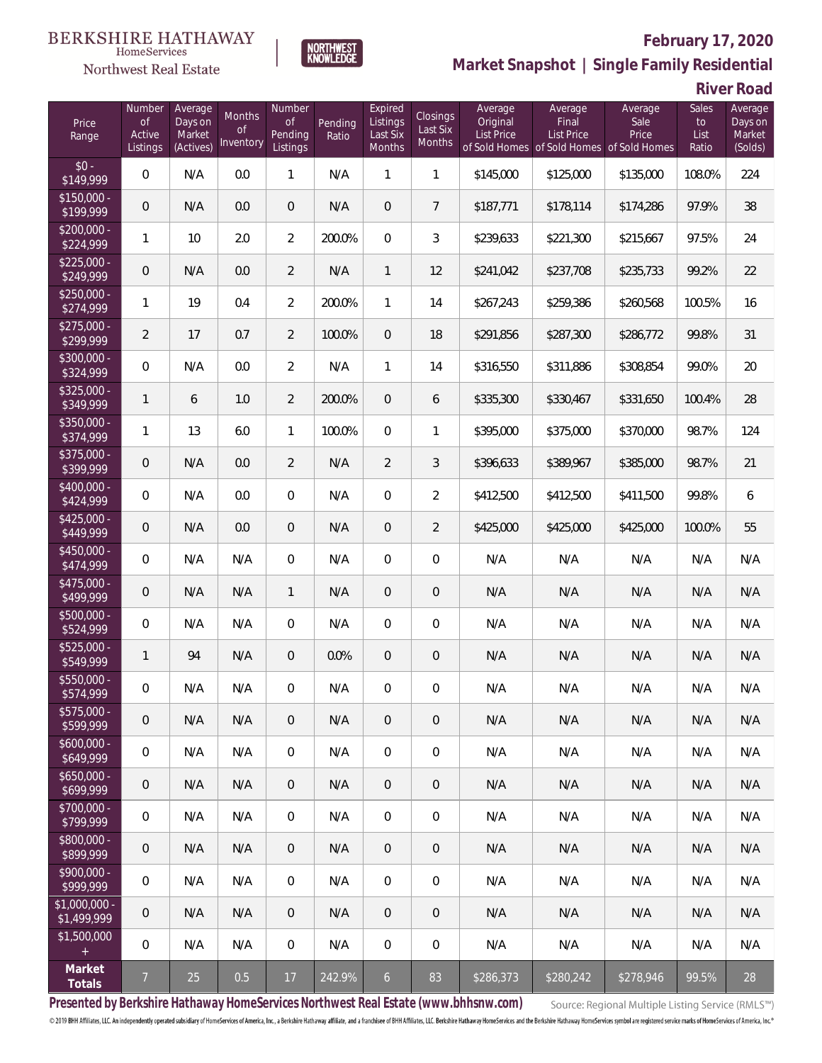BERKSHIRE HATHAWAY HomeServices Northwest Real Estate

NORTHWEST KNOWLEDGE

**February 17, 2020**

**Market Snapshot | Single Family Residential**

**River Road**

| Price Range | Number of Active Listings | Average Days on Market (Actives) | Months of Inventory | Number of Pending Listings | Pending Ratio | Expired Listings Last Six Months | Closings Last Six Months | Average Original List Price of Sold Homes | Average Final List Price of Sold Homes | Average Sale Price of Sold Homes | Sales to List Ratio | Average Days on Market (Solds) |
|---|---|---|---|---|---|---|---|---|---|---|---|---|
| $0 - $149,999 | 0 | N/A | 0.0 | 1 | N/A | 1 | 1 | $145,000 | $125,000 | $135,000 | 108.0% | 224 |
| $150,000 - $199,999 | 0 | N/A | 0.0 | 0 | N/A | 0 | 7 | $187,771 | $178,114 | $174,286 | 97.9% | 38 |
| $200,000 - $224,999 | 1 | 10 | 2.0 | 2 | 200.0% | 0 | 3 | $239,633 | $221,300 | $215,667 | 97.5% | 24 |
| $225,000 - $249,999 | 0 | N/A | 0.0 | 2 | N/A | 1 | 12 | $241,042 | $237,708 | $235,733 | 99.2% | 22 |
| $250,000 - $274,999 | 1 | 19 | 0.4 | 2 | 200.0% | 1 | 14 | $267,243 | $259,386 | $260,568 | 100.5% | 16 |
| $275,000 - $299,999 | 2 | 17 | 0.7 | 2 | 100.0% | 0 | 18 | $291,856 | $287,300 | $286,772 | 99.8% | 31 |
| $300,000 - $324,999 | 0 | N/A | 0.0 | 2 | N/A | 1 | 14 | $316,550 | $311,886 | $308,854 | 99.0% | 20 |
| $325,000 - $349,999 | 1 | 6 | 1.0 | 2 | 200.0% | 0 | 6 | $335,300 | $330,467 | $331,650 | 100.4% | 28 |
| $350,000 - $374,999 | 1 | 13 | 6.0 | 1 | 100.0% | 0 | 1 | $395,000 | $375,000 | $370,000 | 98.7% | 124 |
| $375,000 - $399,999 | 0 | N/A | 0.0 | 2 | N/A | 2 | 3 | $396,633 | $389,967 | $385,000 | 98.7% | 21 |
| $400,000 - $424,999 | 0 | N/A | 0.0 | 0 | N/A | 0 | 2 | $412,500 | $412,500 | $411,500 | 99.8% | 6 |
| $425,000 - $449,999 | 0 | N/A | 0.0 | 0 | N/A | 0 | 2 | $425,000 | $425,000 | $425,000 | 100.0% | 55 |
| $450,000 - $474,999 | 0 | N/A | N/A | 0 | N/A | 0 | 0 | N/A | N/A | N/A | N/A | N/A |
| $475,000 - $499,999 | 0 | N/A | N/A | 1 | N/A | 0 | 0 | N/A | N/A | N/A | N/A | N/A |
| $500,000 - $524,999 | 0 | N/A | N/A | 0 | N/A | 0 | 0 | N/A | N/A | N/A | N/A | N/A |
| $525,000 - $549,999 | 1 | 94 | N/A | 0 | 0.0% | 0 | 0 | N/A | N/A | N/A | N/A | N/A |
| $550,000 - $574,999 | 0 | N/A | N/A | 0 | N/A | 0 | 0 | N/A | N/A | N/A | N/A | N/A |
| $575,000 - $599,999 | 0 | N/A | N/A | 0 | N/A | 0 | 0 | N/A | N/A | N/A | N/A | N/A |
| $600,000 - $649,999 | 0 | N/A | N/A | 0 | N/A | 0 | 0 | N/A | N/A | N/A | N/A | N/A |
| $650,000 - $699,999 | 0 | N/A | N/A | 0 | N/A | 0 | 0 | N/A | N/A | N/A | N/A | N/A |
| $700,000 - $799,999 | 0 | N/A | N/A | 0 | N/A | 0 | 0 | N/A | N/A | N/A | N/A | N/A |
| $800,000 - $899,999 | 0 | N/A | N/A | 0 | N/A | 0 | 0 | N/A | N/A | N/A | N/A | N/A |
| $900,000 - $999,999 | 0 | N/A | N/A | 0 | N/A | 0 | 0 | N/A | N/A | N/A | N/A | N/A |
| $1,000,000 - $1,499,999 | 0 | N/A | N/A | 0 | N/A | 0 | 0 | N/A | N/A | N/A | N/A | N/A |
| $1,500,000 + | 0 | N/A | N/A | 0 | N/A | 0 | 0 | N/A | N/A | N/A | N/A | N/A |
| **Market Totals** | 7 | 25 | 0.5 | 17 | 242.9% | 6 | 83 | $286,373 | $280,242 | $278,946 | 99.5% | 28 |

**Presented by Berkshire Hathaway HomeServices Northwest Real Estate (www.bhhsnw.com)** Source: Regional Multiple Listing Service (RMLS™)

© 2019 BHH Affiliates, LLC. An independently operated subsidiary of HomeServices of America, Inc., a Berkshire Hathaway affiliate, and a franchisee of BHH Affiliates, LLC. Berkshire Hathaway HomeServices and the Berkshire Hathaway HomeServices symbol are registered service marks of HomeServices of America, Inc.®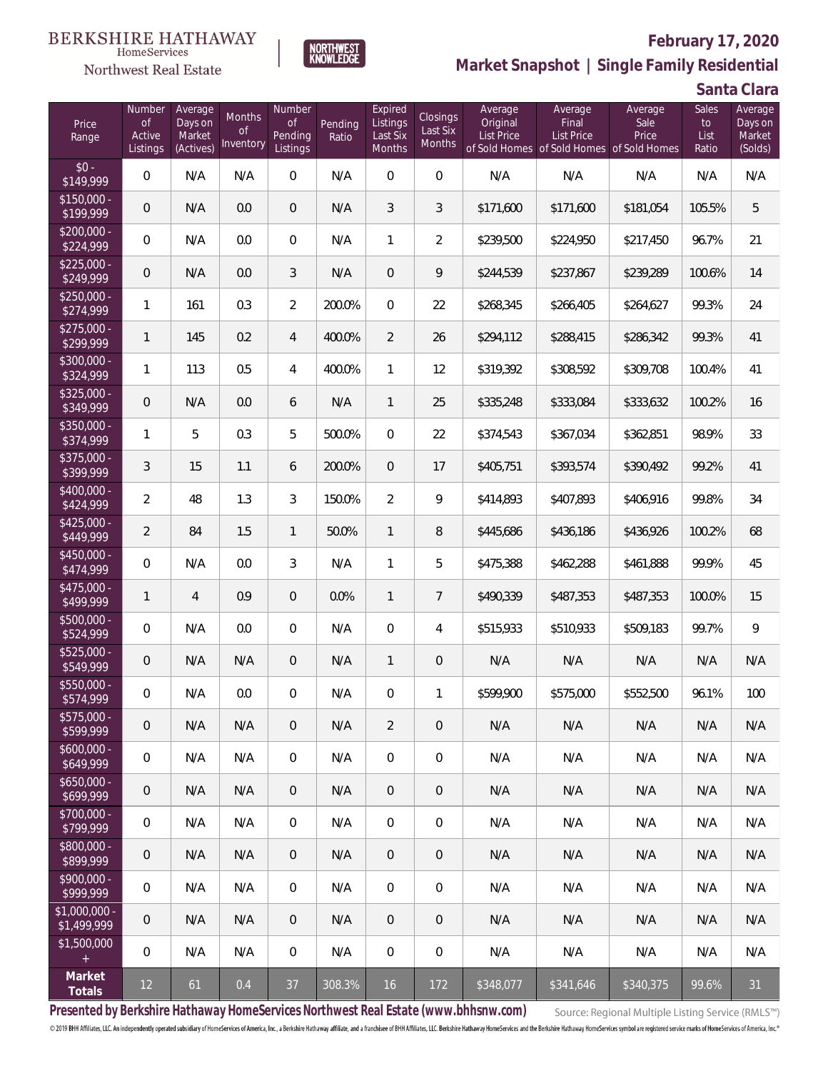BERKSHIRE HATHAWAY HomeServices Northwest Real Estate

NORTHWEST KNOWLEDGE

**February 17, 2020**

**Market Snapshot | Single Family Residential**

**Santa Clara**

| Price Range | Number of Active Listings | Average Days on Market (Actives) | Months of Inventory | Number of Pending Listings | Pending Ratio | Expired Listings Last Six Months | Closings Last Six Months | Average Original List Price of Sold Homes | Average Final List Price of Sold Homes | Average Sale Price of Sold Homes | Sales to List Ratio | Average Days on Market (Solds) |
|---|---|---|---|---|---|---|---|---|---|---|---|---|
| $0 - $149,999 | 0 | N/A | N/A | 0 | N/A | 0 | 0 | N/A | N/A | N/A | N/A | N/A |
| $150,000 - $199,999 | 0 | N/A | 0.0 | 0 | N/A | 3 | 3 | $171,600 | $171,600 | $181,054 | 105.5% | 5 |
| $200,000 - $224,999 | 0 | N/A | 0.0 | 0 | N/A | 1 | 2 | $239,500 | $224,950 | $217,450 | 96.7% | 21 |
| $225,000 - $249,999 | 0 | N/A | 0.0 | 3 | N/A | 0 | 9 | $244,539 | $237,867 | $239,289 | 100.6% | 14 |
| $250,000 - $274,999 | 1 | 161 | 0.3 | 2 | 200.0% | 0 | 22 | $268,345 | $266,405 | $264,627 | 99.3% | 24 |
| $275,000 - $299,999 | 1 | 145 | 0.2 | 4 | 400.0% | 2 | 26 | $294,112 | $288,415 | $286,342 | 99.3% | 41 |
| $300,000 - $324,999 | 1 | 113 | 0.5 | 4 | 400.0% | 1 | 12 | $319,392 | $308,592 | $309,708 | 100.4% | 41 |
| $325,000 - $349,999 | 0 | N/A | 0.0 | 6 | N/A | 1 | 25 | $335,248 | $333,084 | $333,632 | 100.2% | 16 |
| $350,000 - $374,999 | 1 | 5 | 0.3 | 5 | 500.0% | 0 | 22 | $374,543 | $367,034 | $362,851 | 98.9% | 33 |
| $375,000 - $399,999 | 3 | 15 | 1.1 | 6 | 200.0% | 0 | 17 | $405,751 | $393,574 | $390,492 | 99.2% | 41 |
| $400,000 - $424,999 | 2 | 48 | 1.3 | 3 | 150.0% | 2 | 9 | $414,893 | $407,893 | $406,916 | 99.8% | 34 |
| $425,000 - $449,999 | 2 | 84 | 1.5 | 1 | 50.0% | 1 | 8 | $445,686 | $436,186 | $436,926 | 100.2% | 68 |
| $450,000 - $474,999 | 0 | N/A | 0.0 | 3 | N/A | 1 | 5 | $475,388 | $462,288 | $461,888 | 99.9% | 45 |
| $475,000 - $499,999 | 1 | 4 | 0.9 | 0 | 0.0% | 1 | 7 | $490,339 | $487,353 | $487,353 | 100.0% | 15 |
| $500,000 - $524,999 | 0 | N/A | 0.0 | 0 | N/A | 0 | 4 | $515,933 | $510,933 | $509,183 | 99.7% | 9 |
| $525,000 - $549,999 | 0 | N/A | N/A | 0 | N/A | 1 | 0 | N/A | N/A | N/A | N/A | N/A |
| $550,000 - $574,999 | 0 | N/A | 0.0 | 0 | N/A | 0 | 1 | $599,900 | $575,000 | $552,500 | 96.1% | 100 |
| $575,000 - $599,999 | 0 | N/A | N/A | 0 | N/A | 2 | 0 | N/A | N/A | N/A | N/A | N/A |
| $600,000 - $649,999 | 0 | N/A | N/A | 0 | N/A | 0 | 0 | N/A | N/A | N/A | N/A | N/A |
| $650,000 - $699,999 | 0 | N/A | N/A | 0 | N/A | 0 | 0 | N/A | N/A | N/A | N/A | N/A |
| $700,000 - $799,999 | 0 | N/A | N/A | 0 | N/A | 0 | 0 | N/A | N/A | N/A | N/A | N/A |
| $800,000 - $899,999 | 0 | N/A | N/A | 0 | N/A | 0 | 0 | N/A | N/A | N/A | N/A | N/A |
| $900,000 - $999,999 | 0 | N/A | N/A | 0 | N/A | 0 | 0 | N/A | N/A | N/A | N/A | N/A |
| $1,000,000 - $1,499,999 | 0 | N/A | N/A | 0 | N/A | 0 | 0 | N/A | N/A | N/A | N/A | N/A |
| $1,500,000 + | 0 | N/A | N/A | 0 | N/A | 0 | 0 | N/A | N/A | N/A | N/A | N/A |
| **Market Totals** | 12 | 61 | 0.4 | 37 | 308.3% | 16 | 172 | $348,077 | $341,646 | $340,375 | 99.6% | 31 |

**Presented by Berkshire Hathaway HomeServices Northwest Real Estate (www.bhhsnw.com)**

Source: Regional Multiple Listing Service (RMLS™)

© 2019 BHH Affiliates, LLC. An independently operated subsidiary of HomeServices of America, Inc., a Berkshire Hathaway affiliate, and a franchisee of BHH Affiliates, LLC. Berkshire Hathaway HomeServices and the Berkshire Hathaway HomeServices symbol are registered service marks of HomeServices of America, Inc.®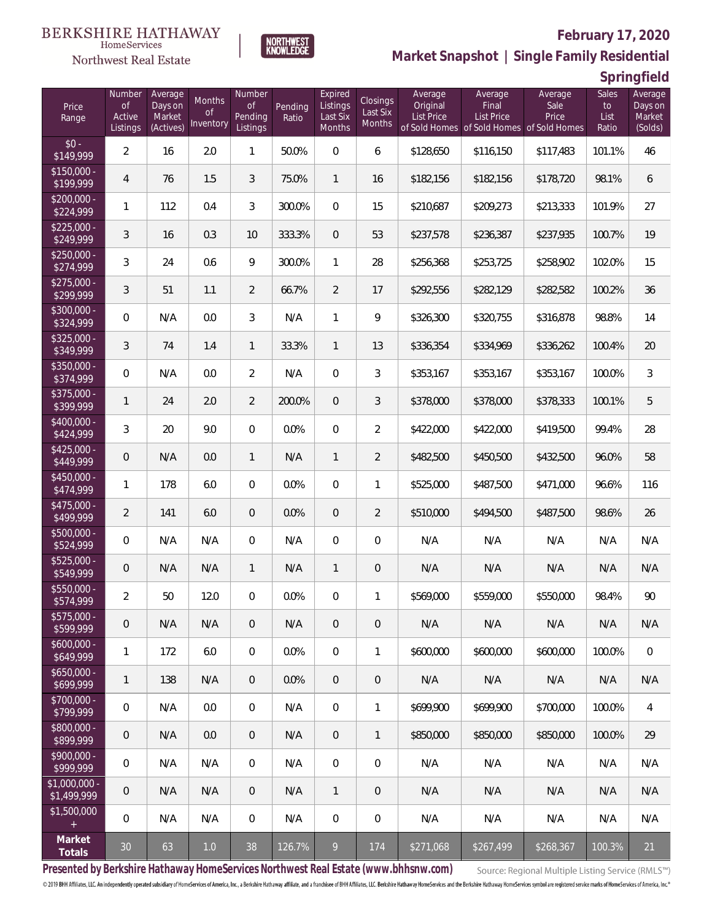BERKSHIRE HATHAWAY HomeServices Northwest Real Estate

NORTHWEST KNOWLEDGE

**February 17, 2020**

**Market Snapshot | Single Family Residential**

**Springfield**

| Price Range | Number of Active Listings | Average Days on Market (Actives) | Months of Inventory | Number of Pending Listings | Pending Ratio | Expired Listings Last Six Months | Closings Last Six Months | Average Original List Price of Sold Homes | Average Final List Price of Sold Homes | Average Sale Price of Sold Homes | Sales to List Ratio | Average Days on Market (Solds) |
|---|---|---|---|---|---|---|---|---|---|---|---|---|
| $0 - $149,999 | 2 | 16 | 2.0 | 1 | 50.0% | 0 | 6 | $128,650 | $116,150 | $117,483 | 101.1% | 46 |
| $150,000 - $199,999 | 4 | 76 | 1.5 | 3 | 75.0% | 1 | 16 | $182,156 | $182,156 | $178,720 | 98.1% | 6 |
| $200,000 - $224,999 | 1 | 112 | 0.4 | 3 | 300.0% | 0 | 15 | $210,687 | $209,273 | $213,333 | 101.9% | 27 |
| $225,000 - $249,999 | 3 | 16 | 0.3 | 10 | 333.3% | 0 | 53 | $237,578 | $236,387 | $237,935 | 100.7% | 19 |
| $250,000 - $274,999 | 3 | 24 | 0.6 | 9 | 300.0% | 1 | 28 | $256,368 | $253,725 | $258,902 | 102.0% | 15 |
| $275,000 - $299,999 | 3 | 51 | 1.1 | 2 | 66.7% | 2 | 17 | $292,556 | $282,129 | $282,582 | 100.2% | 36 |
| $300,000 - $324,999 | 0 | N/A | 0.0 | 3 | N/A | 1 | 9 | $326,300 | $320,755 | $316,878 | 98.8% | 14 |
| $325,000 - $349,999 | 3 | 74 | 1.4 | 1 | 33.3% | 1 | 13 | $336,354 | $334,969 | $336,262 | 100.4% | 20 |
| $350,000 - $374,999 | 0 | N/A | 0.0 | 2 | N/A | 0 | 3 | $353,167 | $353,167 | $353,167 | 100.0% | 3 |
| $375,000 - $399,999 | 1 | 24 | 2.0 | 2 | 200.0% | 0 | 3 | $378,000 | $378,000 | $378,333 | 100.1% | 5 |
| $400,000 - $424,999 | 3 | 20 | 9.0 | 0 | 0.0% | 0 | 2 | $422,000 | $422,000 | $419,500 | 99.4% | 28 |
| $425,000 - $449,999 | 0 | N/A | 0.0 | 1 | N/A | 1 | 2 | $482,500 | $450,500 | $432,500 | 96.0% | 58 |
| $450,000 - $474,999 | 1 | 178 | 6.0 | 0 | 0.0% | 0 | 1 | $525,000 | $487,500 | $471,000 | 96.6% | 116 |
| $475,000 - $499,999 | 2 | 141 | 6.0 | 0 | 0.0% | 0 | 2 | $510,000 | $494,500 | $487,500 | 98.6% | 26 |
| $500,000 - $524,999 | 0 | N/A | N/A | 0 | N/A | 0 | 0 | N/A | N/A | N/A | N/A | N/A |
| $525,000 - $549,999 | 0 | N/A | N/A | 1 | N/A | 1 | 0 | N/A | N/A | N/A | N/A | N/A |
| $550,000 - $574,999 | 2 | 50 | 12.0 | 0 | 0.0% | 0 | 1 | $569,000 | $559,000 | $550,000 | 98.4% | 90 |
| $575,000 - $599,999 | 0 | N/A | N/A | 0 | N/A | 0 | 0 | N/A | N/A | N/A | N/A | N/A |
| $600,000 - $649,999 | 1 | 172 | 6.0 | 0 | 0.0% | 0 | 1 | $600,000 | $600,000 | $600,000 | 100.0% | 0 |
| $650,000 - $699,999 | 1 | 138 | N/A | 0 | 0.0% | 0 | 0 | N/A | N/A | N/A | N/A | N/A |
| $700,000 - $799,999 | 0 | N/A | 0.0 | 0 | N/A | 0 | 1 | $699,900 | $699,900 | $700,000 | 100.0% | 4 |
| $800,000 - $899,999 | 0 | N/A | 0.0 | 0 | N/A | 0 | 1 | $850,000 | $850,000 | $850,000 | 100.0% | 29 |
| $900,000 - $999,999 | 0 | N/A | N/A | 0 | N/A | 0 | 0 | N/A | N/A | N/A | N/A | N/A |
| $1,000,000 - $1,499,999 | 0 | N/A | N/A | 0 | N/A | 1 | 0 | N/A | N/A | N/A | N/A | N/A |
| $1,500,000 + | 0 | N/A | N/A | 0 | N/A | 0 | 0 | N/A | N/A | N/A | N/A | N/A |
| **Market Totals** | 30 | 63 | 1.0 | 38 | 126.7% | 9 | 174 | $271,068 | $267,499 | $268,367 | 100.3% | 21 |

**Presented by Berkshire Hathaway HomeServices Northwest Real Estate (www.bhhsnw.com)**

Source: Regional Multiple Listing Service (RMLS™)

© 2019 BHH Affiliates, LLC. An independently operated subsidiary of HomeServices of America, Inc., a Berkshire Hathaway affiliate, and a franchisee of BHH Affiliates, LLC. Berkshire Hathaway HomeServices and the Berkshire Hathaway HomeServices symbol are registered service marks of HomeServices of America, Inc.®